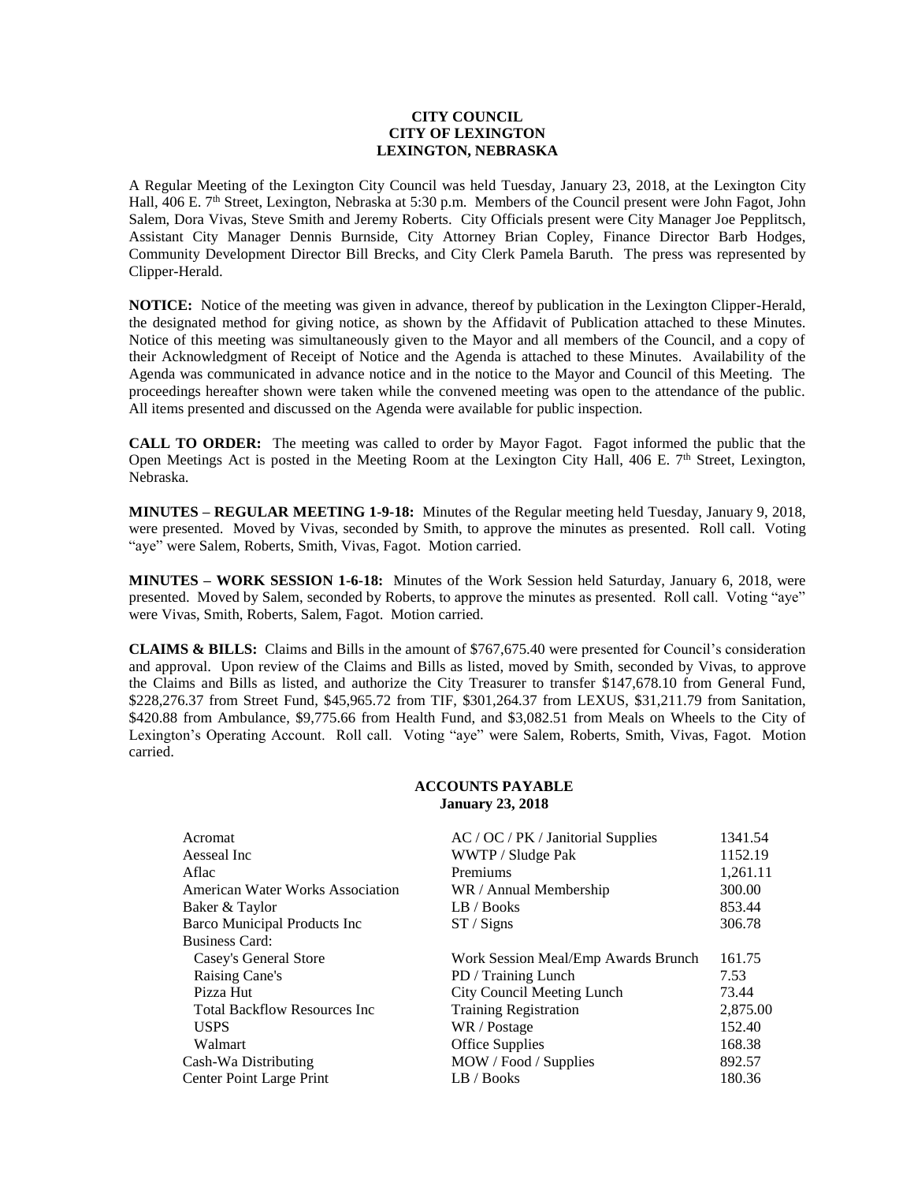**CITY COUNCIL**
**CITY OF LEXINGTON**
**LEXINGTON, NEBRASKA**

A Regular Meeting of the Lexington City Council was held Tuesday, January 23, 2018, at the Lexington City Hall, 406 E. 7th Street, Lexington, Nebraska at 5:30 p.m. Members of the Council present were John Fagot, John Salem, Dora Vivas, Steve Smith and Jeremy Roberts. City Officials present were City Manager Joe Pepplitsch, Assistant City Manager Dennis Burnside, City Attorney Brian Copley, Finance Director Barb Hodges, Community Development Director Bill Brecks, and City Clerk Pamela Baruth. The press was represented by Clipper-Herald.

**NOTICE:** Notice of the meeting was given in advance, thereof by publication in the Lexington Clipper-Herald, the designated method for giving notice, as shown by the Affidavit of Publication attached to these Minutes. Notice of this meeting was simultaneously given to the Mayor and all members of the Council, and a copy of their Acknowledgment of Receipt of Notice and the Agenda is attached to these Minutes. Availability of the Agenda was communicated in advance notice and in the notice to the Mayor and Council of this Meeting. The proceedings hereafter shown were taken while the convened meeting was open to the attendance of the public. All items presented and discussed on the Agenda were available for public inspection.

**CALL TO ORDER:** The meeting was called to order by Mayor Fagot. Fagot informed the public that the Open Meetings Act is posted in the Meeting Room at the Lexington City Hall, 406 E. 7th Street, Lexington, Nebraska.

**MINUTES – REGULAR MEETING 1-9-18:** Minutes of the Regular meeting held Tuesday, January 9, 2018, were presented. Moved by Vivas, seconded by Smith, to approve the minutes as presented. Roll call. Voting "aye" were Salem, Roberts, Smith, Vivas, Fagot. Motion carried.

**MINUTES – WORK SESSION 1-6-18:** Minutes of the Work Session held Saturday, January 6, 2018, were presented. Moved by Salem, seconded by Roberts, to approve the minutes as presented. Roll call. Voting "aye" were Vivas, Smith, Roberts, Salem, Fagot. Motion carried.

**CLAIMS & BILLS:** Claims and Bills in the amount of $767,675.40 were presented for Council's consideration and approval. Upon review of the Claims and Bills as listed, moved by Smith, seconded by Vivas, to approve the Claims and Bills as listed, and authorize the City Treasurer to transfer $147,678.10 from General Fund, $228,276.37 from Street Fund, $45,965.72 from TIF, $301,264.37 from LEXUS, $31,211.79 from Sanitation, $420.88 from Ambulance, $9,775.66 from Health Fund, and $3,082.51 from Meals on Wheels to the City of Lexington's Operating Account. Roll call. Voting "aye" were Salem, Roberts, Smith, Vivas, Fagot. Motion carried.

**ACCOUNTS PAYABLE**
**January 23, 2018**

| | | |
|---|---|---|
| Acromat | AC / OC / PK / Janitorial Supplies | 1341.54 |
| Aesseal Inc | WWTP / Sludge Pak | 1152.19 |
| Aflac | Premiums | 1,261.11 |
| American Water Works Association | WR / Annual Membership | 300.00 |
| Baker & Taylor | LB / Books | 853.44 |
| Barco Municipal Products Inc | ST / Signs | 306.78 |
| Business Card: | | |
| Casey's General Store | Work Session Meal/Emp Awards Brunch | 161.75 |
| Raising Cane's | PD / Training Lunch | 7.53 |
| Pizza Hut | City Council Meeting Lunch | 73.44 |
| Total Backflow Resources Inc | Training Registration | 2,875.00 |
| USPS | WR / Postage | 152.40 |
| Walmart | Office Supplies | 168.38 |
| Cash-Wa Distributing | MOW / Food / Supplies | 892.57 |
| Center Point Large Print | LB / Books | 180.36 |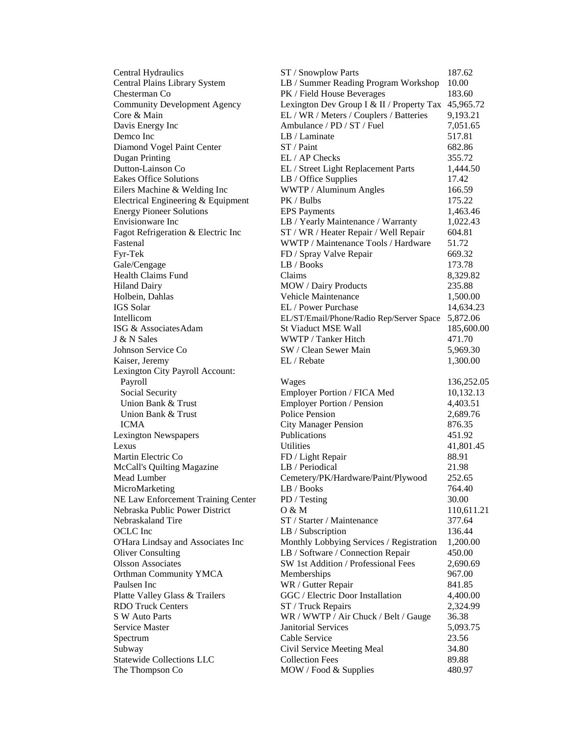| | | |
|---|---|---|
| Central Hydraulics | ST / Snowplow Parts | 187.62 |
| Central Plains Library System | LB / Summer Reading Program Workshop | 10.00 |
| Chesterman Co | PK / Field House Beverages | 183.60 |
| Community Development Agency | Lexington Dev Group I & II / Property Tax | 45,965.72 |
| Core & Main | EL / WR / Meters / Couplers / Batteries | 9,193.21 |
| Davis Energy Inc | Ambulance / PD / ST / Fuel | 7,051.65 |
| Demco Inc | LB / Laminate | 517.81 |
| Diamond Vogel Paint Center | ST / Paint | 682.86 |
| Dugan Printing | EL / AP Checks | 355.72 |
| Dutton-Lainson Co | EL / Street Light Replacement Parts | 1,444.50 |
| Eakes Office Solutions | LB / Office Supplies | 17.42 |
| Eilers Machine & Welding Inc | WWTP / Aluminum Angles | 166.59 |
| Electrical Engineering & Equipment | PK / Bulbs | 175.22 |
| Energy Pioneer Solutions | EPS Payments | 1,463.46 |
| Envisionware Inc | LB / Yearly Maintenance / Warranty | 1,022.43 |
| Fagot Refrigeration & Electric Inc | ST / WR / Heater Repair / Well Repair | 604.81 |
| Fastenal | WWTP / Maintenance Tools / Hardware | 51.72 |
| Fyr-Tek | FD / Spray Valve Repair | 669.32 |
| Gale/Cengage | LB / Books | 173.78 |
| Health Claims Fund | Claims | 8,329.82 |
| Hiland Dairy | MOW / Dairy Products | 235.88 |
| Holbein, Dahlas | Vehicle Maintenance | 1,500.00 |
| IGS Solar | EL / Power Purchase | 14,634.23 |
| Intellicom | EL/ST/Email/Phone/Radio Rep/Server Space | 5,872.06 |
| ISG & AssociatesAdam | St Viaduct MSE Wall | 185,600.00 |
| J & N Sales | WWTP / Tanker Hitch | 471.70 |
| Johnson Service Co | SW / Clean Sewer Main | 5,969.30 |
| Kaiser, Jeremy | EL / Rebate | 1,300.00 |
| Lexington City Payroll Account: | | |
| Payroll | Wages | 136,252.05 |
| Social Security | Employer Portion / FICA Med | 10,132.13 |
| Union Bank & Trust | Employer Portion / Pension | 4,403.51 |
| Union Bank & Trust | Police Pension | 2,689.76 |
| ICMA | City Manager Pension | 876.35 |
| Lexington Newspapers | Publications | 451.92 |
| Lexus | Utilities | 41,801.45 |
| Martin Electric Co | FD / Light Repair | 88.91 |
| McCall's Quilting Magazine | LB / Periodical | 21.98 |
| Mead Lumber | Cemetery/PK/Hardware/Paint/Plywood | 252.65 |
| MicroMarketing | LB / Books | 764.40 |
| NE Law Enforcement Training Center | PD / Testing | 30.00 |
| Nebraska Public Power District | O & M | 110,611.21 |
| Nebraskaland Tire | ST / Starter / Maintenance | 377.64 |
| OCLC Inc | LB / Subscription | 136.44 |
| O'Hara Lindsay and Associates Inc | Monthly Lobbying Services / Registration | 1,200.00 |
| Oliver Consulting | LB / Software / Connection Repair | 450.00 |
| Olsson Associates | SW 1st Addition / Professional Fees | 2,690.69 |
| Orthman Community YMCA | Memberships | 967.00 |
| Paulsen Inc | WR / Gutter Repair | 841.85 |
| Platte Valley Glass & Trailers | GGC / Electric Door Installation | 4,400.00 |
| RDO Truck Centers | ST / Truck Repairs | 2,324.99 |
| S W Auto Parts | WR / WWTP / Air Chuck / Belt / Gauge | 36.38 |
| Service Master | Janitorial Services | 5,093.75 |
| Spectrum | Cable Service | 23.56 |
| Subway | Civil Service Meeting Meal | 34.80 |
| Statewide Collections LLC | Collection Fees | 89.88 |
| The Thompson Co | MOW / Food & Supplies | 480.97 |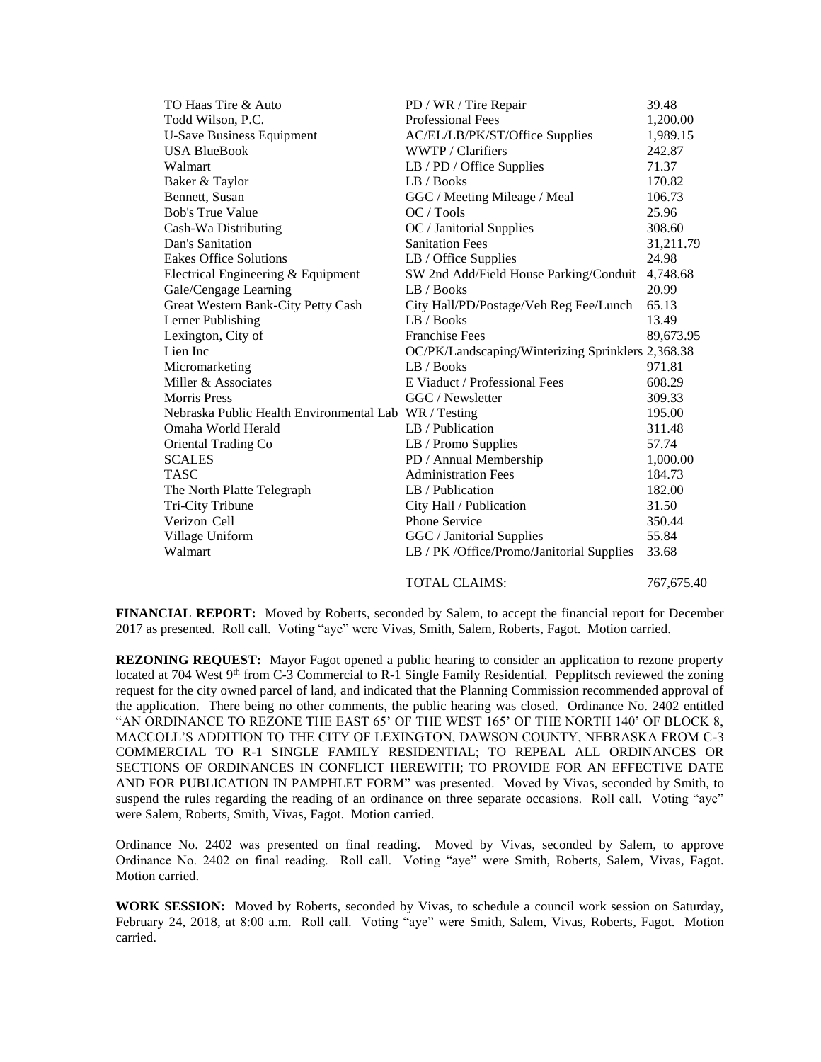| | | |
|---|---|---|
| TO Haas Tire & Auto | PD / WR / Tire Repair | 39.48 |
| Todd Wilson, P.C. | Professional Fees | 1,200.00 |
| U-Save Business Equipment | AC/EL/LB/PK/ST/Office Supplies | 1,989.15 |
| USA BlueBook | WWTP / Clarifiers | 242.87 |
| Walmart | LB / PD / Office Supplies | 71.37 |
| Baker & Taylor | LB / Books | 170.82 |
| Bennett, Susan | GGC / Meeting Mileage / Meal | 106.73 |
| Bob's True Value | OC / Tools | 25.96 |
| Cash-Wa Distributing | OC / Janitorial Supplies | 308.60 |
| Dan's Sanitation | Sanitation Fees | 31,211.79 |
| Eakes Office Solutions | LB / Office Supplies | 24.98 |
| Electrical Engineering & Equipment | SW 2nd Add/Field House Parking/Conduit | 4,748.68 |
| Gale/Cengage Learning | LB / Books | 20.99 |
| Great Western Bank-City Petty Cash | City Hall/PD/Postage/Veh Reg Fee/Lunch | 65.13 |
| Lerner Publishing | LB / Books | 13.49 |
| Lexington, City of | Franchise Fees | 89,673.95 |
| Lien Inc | OC/PK/Landscaping/Winterizing Sprinklers | 2,368.38 |
| Micromarketing | LB / Books | 971.81 |
| Miller & Associates | E Viaduct / Professional Fees | 608.29 |
| Morris Press | GGC / Newsletter | 309.33 |
| Nebraska Public Health Environmental Lab | WR / Testing | 195.00 |
| Omaha World Herald | LB / Publication | 311.48 |
| Oriental Trading Co | LB / Promo Supplies | 57.74 |
| SCALES | PD / Annual Membership | 1,000.00 |
| TASC | Administration Fees | 184.73 |
| The North Platte Telegraph | LB / Publication | 182.00 |
| Tri-City Tribune | City Hall / Publication | 31.50 |
| Verizon Cell | Phone Service | 350.44 |
| Village Uniform | GGC / Janitorial Supplies | 55.84 |
| Walmart | LB / PK /Office/Promo/Janitorial Supplies | 33.68 |
| | TOTAL CLAIMS: | 767,675.40 |

**FINANCIAL REPORT:** Moved by Roberts, seconded by Salem, to accept the financial report for December 2017 as presented. Roll call. Voting "aye" were Vivas, Smith, Salem, Roberts, Fagot. Motion carried.

**REZONING REQUEST:** Mayor Fagot opened a public hearing to consider an application to rezone property located at 704 West 9th from C-3 Commercial to R-1 Single Family Residential. Pepplitsch reviewed the zoning request for the city owned parcel of land, and indicated that the Planning Commission recommended approval of the application. There being no other comments, the public hearing was closed. Ordinance No. 2402 entitled "AN ORDINANCE TO REZONE THE EAST 65' OF THE WEST 165' OF THE NORTH 140' OF BLOCK 8, MACCOLL'S ADDITION TO THE CITY OF LEXINGTON, DAWSON COUNTY, NEBRASKA FROM C-3 COMMERCIAL TO R-1 SINGLE FAMILY RESIDENTIAL; TO REPEAL ALL ORDINANCES OR SECTIONS OF ORDINANCES IN CONFLICT HEREWITH; TO PROVIDE FOR AN EFFECTIVE DATE AND FOR PUBLICATION IN PAMPHLET FORM" was presented. Moved by Vivas, seconded by Smith, to suspend the rules regarding the reading of an ordinance on three separate occasions. Roll call. Voting "aye" were Salem, Roberts, Smith, Vivas, Fagot. Motion carried.

Ordinance No. 2402 was presented on final reading. Moved by Vivas, seconded by Salem, to approve Ordinance No. 2402 on final reading. Roll call. Voting "aye" were Smith, Roberts, Salem, Vivas, Fagot. Motion carried.

**WORK SESSION:** Moved by Roberts, seconded by Vivas, to schedule a council work session on Saturday, February 24, 2018, at 8:00 a.m. Roll call. Voting "aye" were Smith, Salem, Vivas, Roberts, Fagot. Motion carried.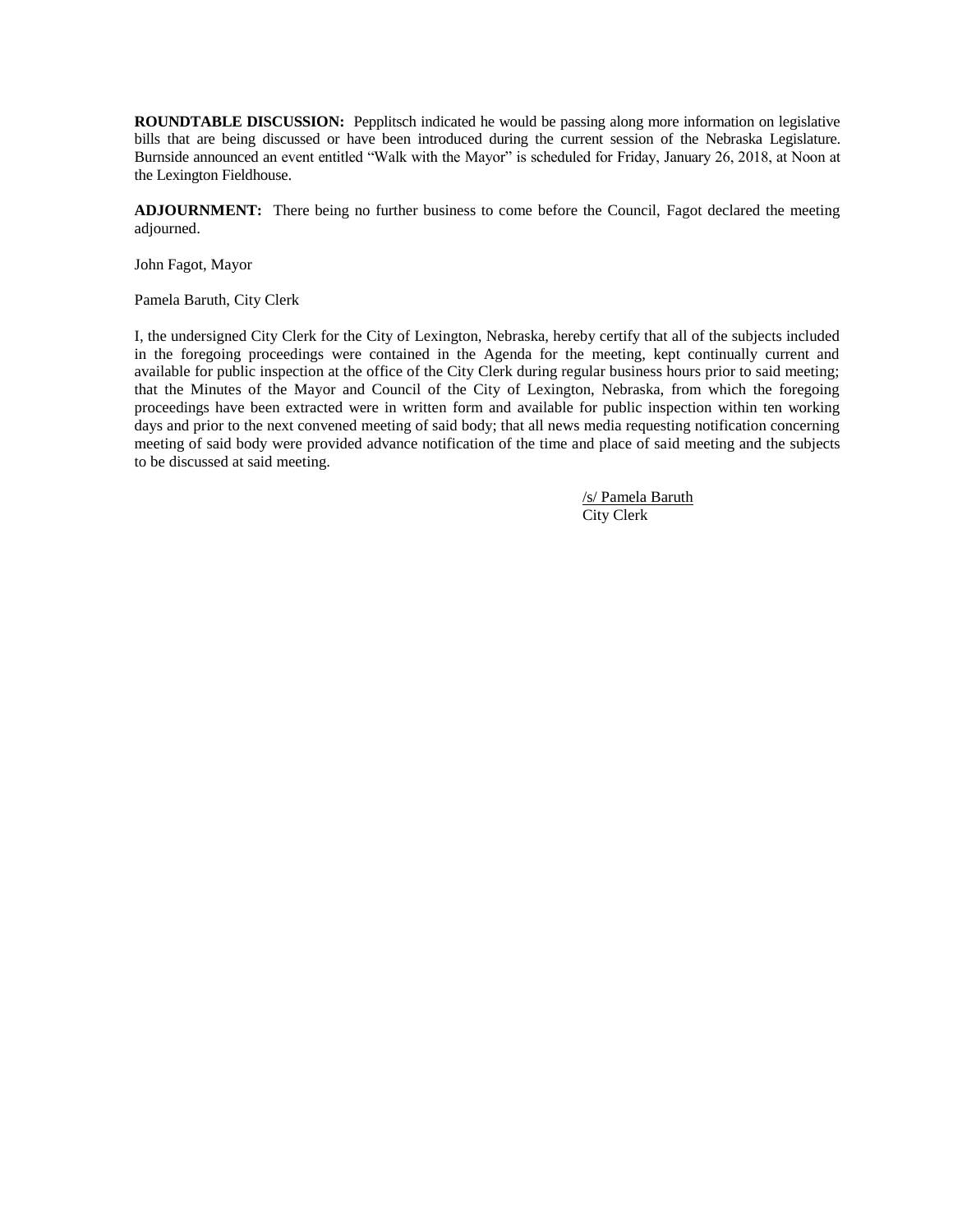**ROUNDTABLE DISCUSSION:** Pepplitsch indicated he would be passing along more information on legislative bills that are being discussed or have been introduced during the current session of the Nebraska Legislature. Burnside announced an event entitled "Walk with the Mayor" is scheduled for Friday, January 26, 2018, at Noon at the Lexington Fieldhouse.

**ADJOURNMENT:** There being no further business to come before the Council, Fagot declared the meeting adjourned.

John Fagot, Mayor

Pamela Baruth, City Clerk

I, the undersigned City Clerk for the City of Lexington, Nebraska, hereby certify that all of the subjects included in the foregoing proceedings were contained in the Agenda for the meeting, kept continually current and available for public inspection at the office of the City Clerk during regular business hours prior to said meeting; that the Minutes of the Mayor and Council of the City of Lexington, Nebraska, from which the foregoing proceedings have been extracted were in written form and available for public inspection within ten working days and prior to the next convened meeting of said body; that all news media requesting notification concerning meeting of said body were provided advance notification of the time and place of said meeting and the subjects to be discussed at said meeting.

/s/ Pamela Baruth
City Clerk